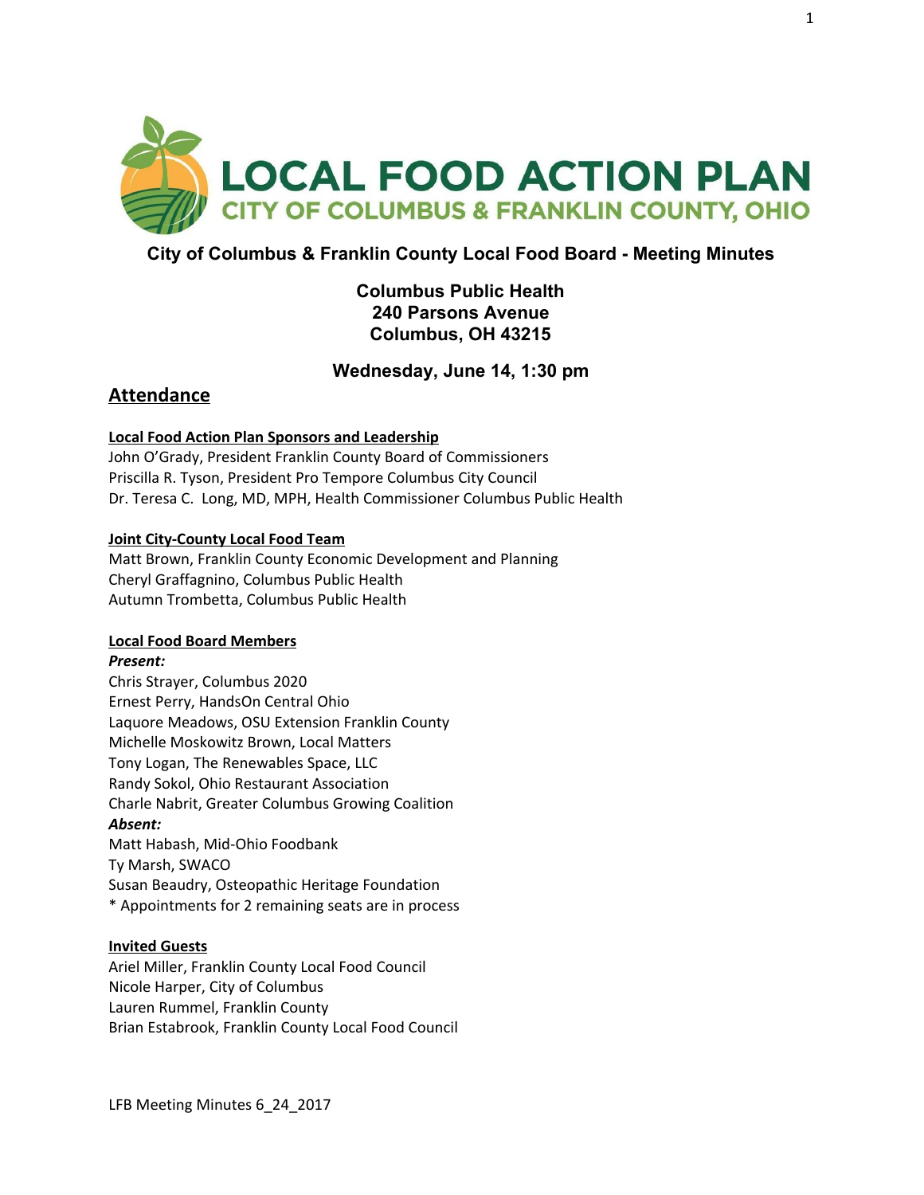# LOCAL FOOD ACTION PLAN

## CITY OF COLUMBUS & FRANKLIN COUNTY, OHIO

### City of Columbus & Franklin County Local Food Board - Meeting Minutes

**Columbus Public Health**
**240 Parsons Avenue**
**Columbus, OH 43215**

**Wednesday, June 14, 1:30 pm**

## Attendance

**Local Food Action Plan Sponsors and Leadership**

John O'Grady, President Franklin County Board of Commissioners
Priscilla R. Tyson, President Pro Tempore Columbus City Council
Dr. Teresa C. Long, MD, MPH, Health Commissioner Columbus Public Health

**Joint City-County Local Food Team**

Matt Brown, Franklin County Economic Development and Planning
Cheryl Graffagnino, Columbus Public Health
Autumn Trombetta, Columbus Public Health

**Local Food Board Members**

***Present:***

Chris Strayer, Columbus 2020
Ernest Perry, HandsOn Central Ohio
Laquore Meadows, OSU Extension Franklin County
Michelle Moskowitz Brown, Local Matters
Tony Logan, The Renewables Space, LLC
Randy Sokol, Ohio Restaurant Association
Charle Nabrit, Greater Columbus Growing Coalition

***Absent:***

Matt Habash, Mid-Ohio Foodbank
Ty Marsh, SWACO
Susan Beaudry, Osteopathic Heritage Foundation
* Appointments for 2 remaining seats are in process

**Invited Guests**

Ariel Miller, Franklin County Local Food Council
Nicole Harper, City of Columbus
Lauren Rummel, Franklin County
Brian Estabrook, Franklin County Local Food Council

LFB Meeting Minutes 6_24_2017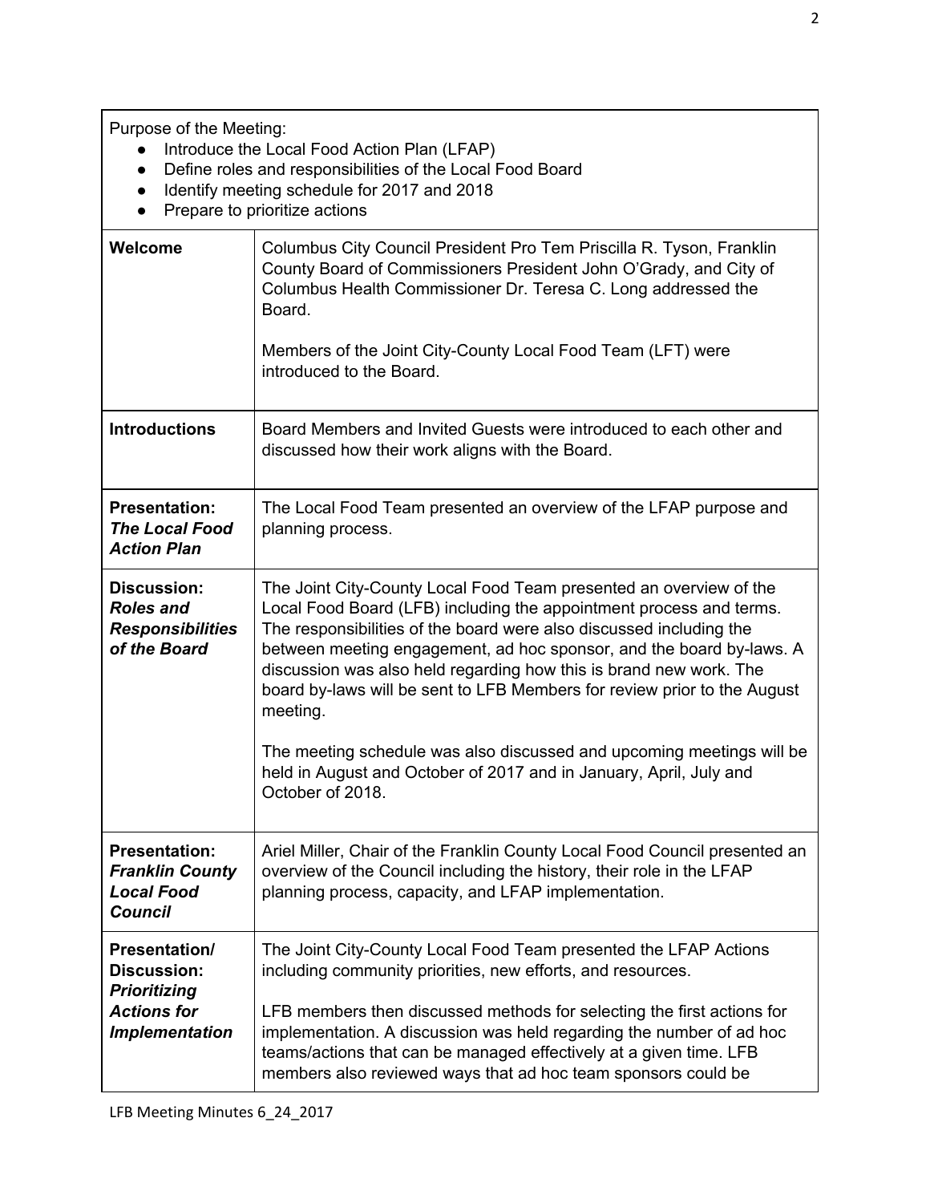| Purpose of the Meeting:<br>● Introduce the Local Food Action Plan (LFAP)<br>● Define roles and responsibilities of the Local Food Board<br>● Identify meeting schedule for 2017 and 2018<br>● Prepare to prioritize actions | |
|---|---|
| **Welcome** | Columbus City Council President Pro Tem Priscilla R. Tyson, Franklin County Board of Commissioners President John O'Grady, and City of Columbus Health Commissioner Dr. Teresa C. Long addressed the Board.<br><br>Members of the Joint City-County Local Food Team (LFT) were introduced to the Board. |
| **Introductions** | Board Members and Invited Guests were introduced to each other and discussed how their work aligns with the Board. |
| **Presentation:** ***The Local Food Action Plan*** | The Local Food Team presented an overview of the LFAP purpose and planning process. |
| **Discussion:** ***Roles and Responsibilities of the Board*** | The Joint City-County Local Food Team presented an overview of the Local Food Board (LFB) including the appointment process and terms. The responsibilities of the board were also discussed including the between meeting engagement, ad hoc sponsor, and the board by-laws. A discussion was also held regarding how this is brand new work. The board by-laws will be sent to LFB Members for review prior to the August meeting.<br><br>The meeting schedule was also discussed and upcoming meetings will be held in August and October of 2017 and in January, April, July and October of 2018. |
| **Presentation:** ***Franklin County Local Food Council*** | Ariel Miller, Chair of the Franklin County Local Food Council presented an overview of the Council including the history, their role in the LFAP planning process, capacity, and LFAP implementation. |
| **Presentation/ Discussion:** ***Prioritizing Actions for Implementation*** | The Joint City-County Local Food Team presented the LFAP Actions including community priorities, new efforts, and resources.<br><br>LFB members then discussed methods for selecting the first actions for implementation. A discussion was held regarding the number of ad hoc teams/actions that can be managed effectively at a given time. LFB members also reviewed ways that ad hoc team sponsors could be |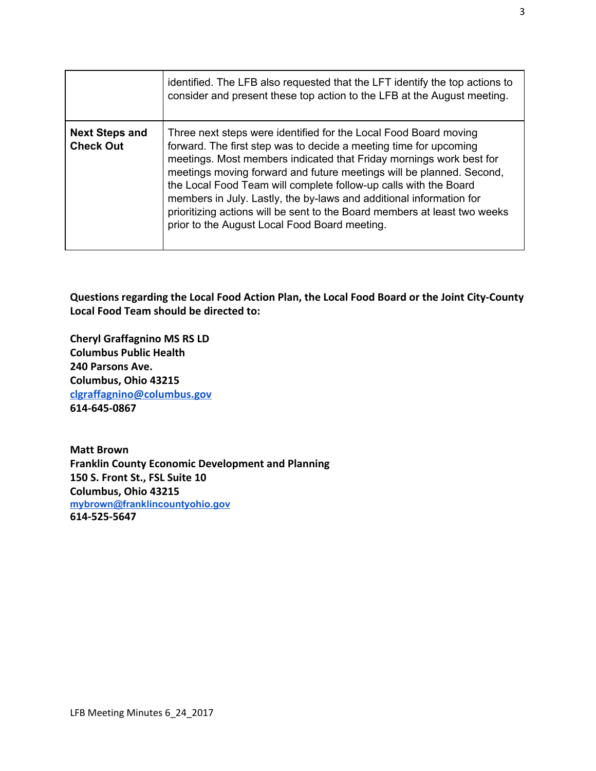| | |
|---|---|
| | identified. The LFB also requested that the LFT identify the top actions to consider and present these top action to the LFB at the August meeting. |
| **Next Steps and Check Out** | Three next steps were identified for the Local Food Board moving forward. The first step was to decide a meeting time for upcoming meetings. Most members indicated that Friday mornings work best for meetings moving forward and future meetings will be planned. Second, the Local Food Team will complete follow-up calls with the Board members in July. Lastly, the by-laws and additional information for prioritizing actions will be sent to the Board members at least two weeks prior to the August Local Food Board meeting. |

**Questions regarding the Local Food Action Plan, the Local Food Board or the Joint City-County Local Food Team should be directed to:**

**Cheryl Graffagnino MS RS LD**
**Columbus Public Health**
**240 Parsons Ave.**
**Columbus, Ohio 43215**
**clgraffagnino@columbus.gov**
**614-645-0867**

**Matt Brown**
**Franklin County Economic Development and Planning**
**150 S. Front St., FSL Suite 10**
**Columbus, Ohio 43215**
**mybrown@franklincountyohio.gov**
**614-525-5647**